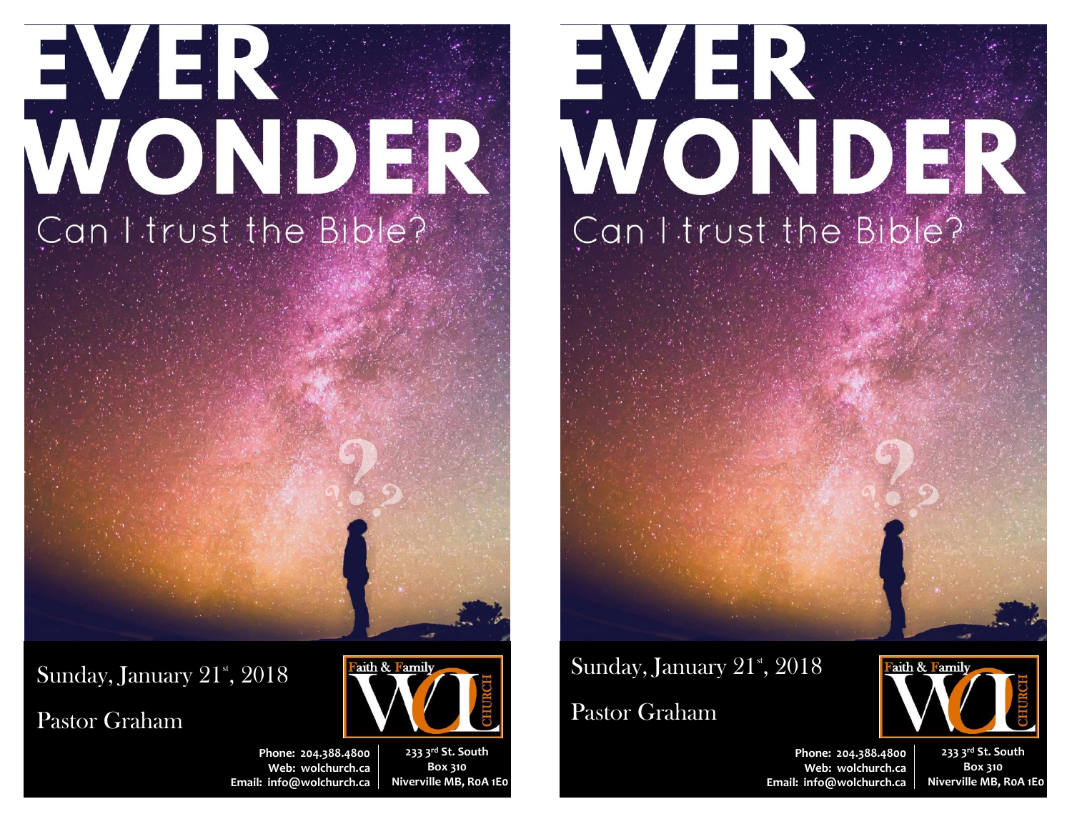# EVER WONDER

## Can I trust the Bible?

Sunday, January 21st, 2018

Pastor Graham

Faith & Family WOL CHURCH

Phone: 204.388.4800
Web: wolchurch.ca
Email: info@wolchurch.ca

233 3rd St. South
Box 310
Niverville MB, R0A 1E0

# EVER WONDER

## Can I trust the Bible?

Sunday, January 21st, 2018

Pastor Graham

Faith & Family WOL CHURCH

Phone: 204.388.4800
Web: wolchurch.ca
Email: info@wolchurch.ca

233 3rd St. South
Box 310
Niverville MB, R0A 1E0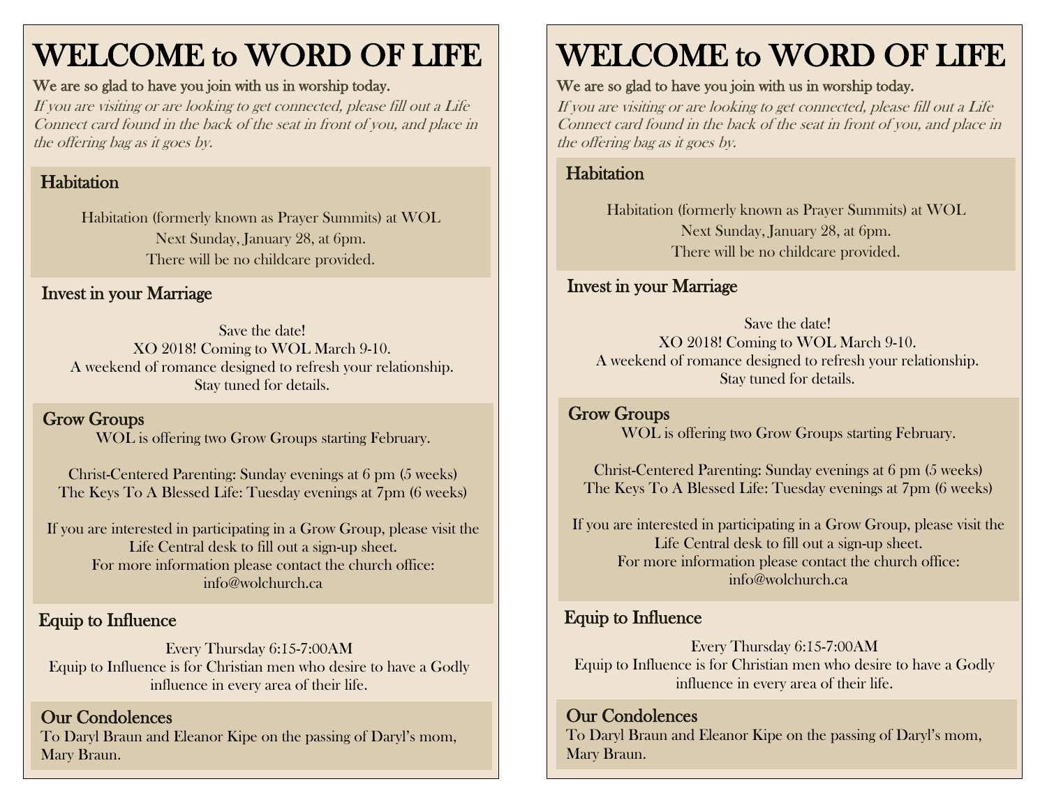# WELCOME to WORD OF LIFE

**We are so glad to have you join with us in worship today.**

*If you are visiting or are looking to get connected, please fill out a Life Connect card found in the back of the seat in front of you, and place in the offering bag as it goes by.*

## Habitation

Habitation (formerly known as Prayer Summits) at WOL
Next Sunday, January 28, at 6pm.
There will be no childcare provided.

## Invest in your Marriage

Save the date!
XO 2018! Coming to WOL March 9-10.
A weekend of romance designed to refresh your relationship.
Stay tuned for details.

## Grow Groups

WOL is offering two Grow Groups starting February.

Christ-Centered Parenting: Sunday evenings at 6 pm (5 weeks)
The Keys To A Blessed Life: Tuesday evenings at 7pm (6 weeks)

If you are interested in participating in a Grow Group, please visit the Life Central desk to fill out a sign-up sheet.
For more information please contact the church office:
info@wolchurch.ca

## Equip to Influence

Every Thursday 6:15-7:00AM
Equip to Influence is for Christian men who desire to have a Godly influence in every area of their life.

## Our Condolences

To Daryl Braun and Eleanor Kipe on the passing of Daryl's mom, Mary Braun.

# WELCOME to WORD OF LIFE

**We are so glad to have you join with us in worship today.**

*If you are visiting or are looking to get connected, please fill out a Life Connect card found in the back of the seat in front of you, and place in the offering bag as it goes by.*

## Habitation

Habitation (formerly known as Prayer Summits) at WOL
Next Sunday, January 28, at 6pm.
There will be no childcare provided.

## Invest in your Marriage

Save the date!
XO 2018! Coming to WOL March 9-10.
A weekend of romance designed to refresh your relationship.
Stay tuned for details.

## Grow Groups

WOL is offering two Grow Groups starting February.

Christ-Centered Parenting: Sunday evenings at 6 pm (5 weeks)
The Keys To A Blessed Life: Tuesday evenings at 7pm (6 weeks)

If you are interested in participating in a Grow Group, please visit the Life Central desk to fill out a sign-up sheet.
For more information please contact the church office:
info@wolchurch.ca

## Equip to Influence

Every Thursday 6:15-7:00AM
Equip to Influence is for Christian men who desire to have a Godly influence in every area of their life.

## Our Condolences

To Daryl Braun and Eleanor Kipe on the passing of Daryl's mom, Mary Braun.